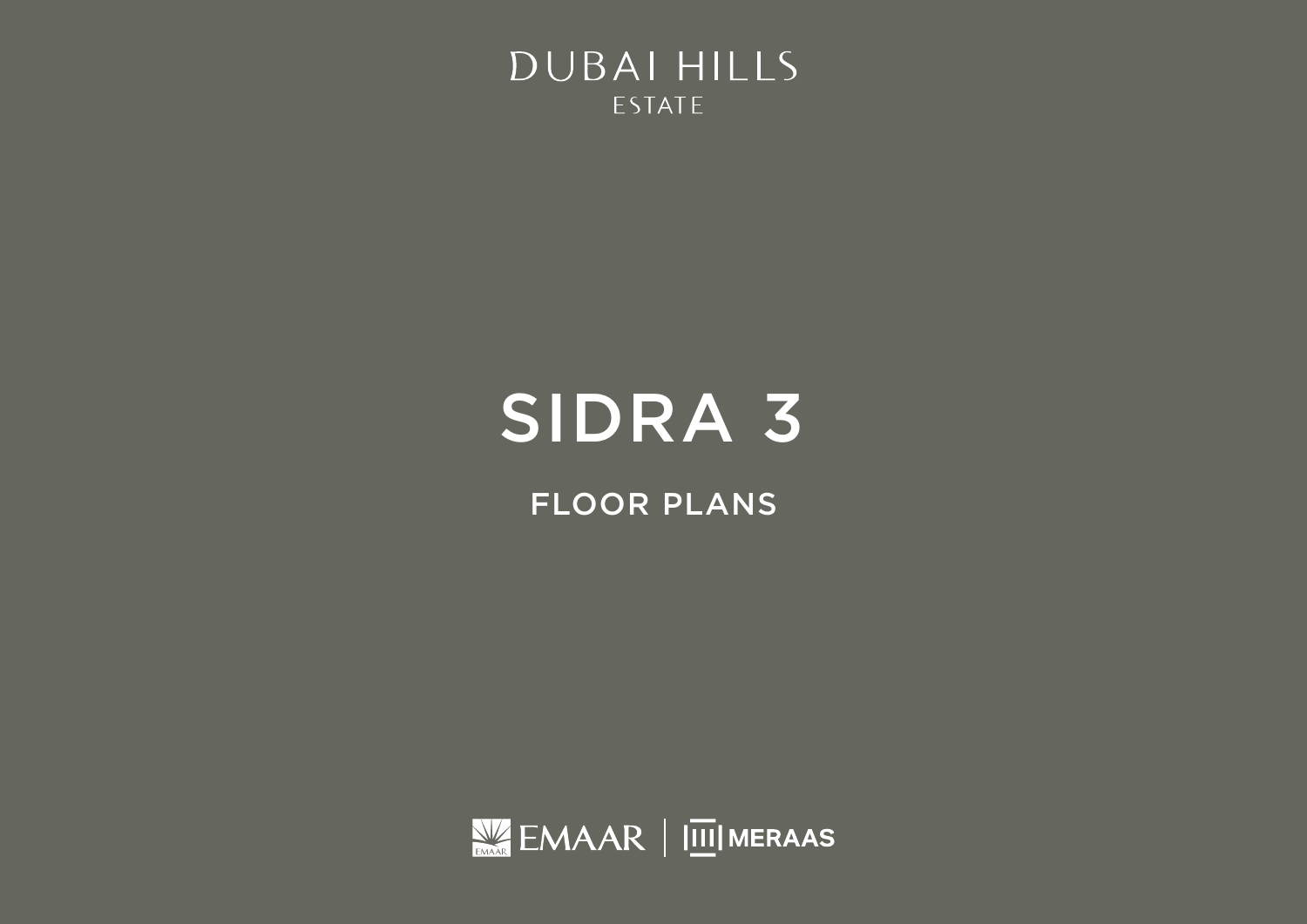DUBAI HILLS
ESTATE

# SIDRA 3

## FLOOR PLANS

EMAAR | MERAAS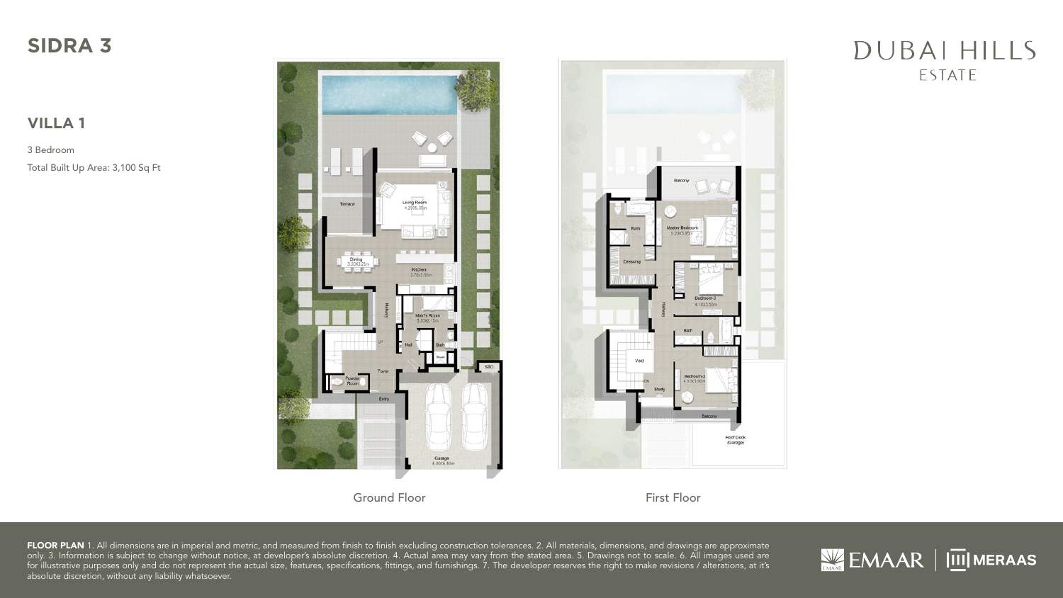# SIDRA 3

DUBAI HILLS ESTATE

## VILLA 1

3 Bedroom

Total Built Up Area: 3,100 Sq Ft

Ground Floor

First Floor

**FLOOR PLAN** 1. All dimensions are in imperial and metric, and measured from finish to finish excluding construction tolerances. 2. All materials, dimensions, and drawings are approximate only. 3. Information is subject to change without notice, at developer's absolute discretion. 4. Actual area may vary from the stated area. 5. Drawings not to scale. 6. All images used are for illustrative purposes only and do not represent the actual size, features, specifications, fittings, and furnishings. 7. The developer reserves the right to make revisions / alterations, at it's absolute discretion, without any liability whatsoever.

EMAAR | MERAAS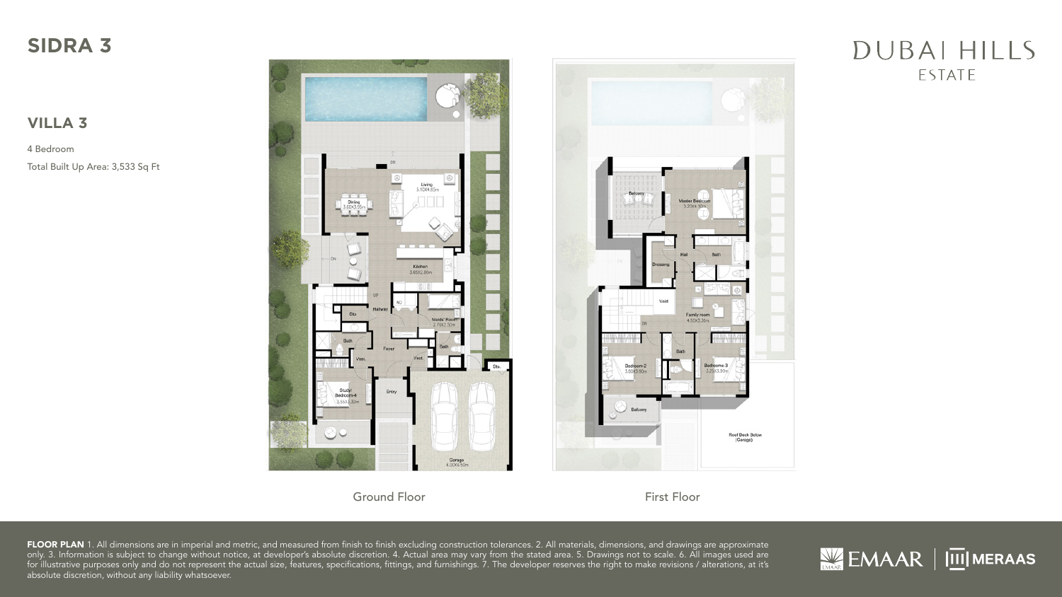# SIDRA 3

DUBAI HILLS ESTATE

## VILLA 3

4 Bedroom

Total Built Up Area: 3,533 Sq Ft

Ground Floor

First Floor

**FLOOR PLAN** 1. All dimensions are in imperial and metric, and measured from finish to finish excluding construction tolerances. 2. All materials, dimensions, and drawings are approximate only. 3. Information is subject to change without notice, at developer's absolute discretion. 4. Actual area may vary from the stated area. 5. Drawings not to scale. 6. All images used are for illustrative purposes only and do not represent the actual size, features, specifications, fittings, and furnishings. 7. The developer reserves the right to make revisions / alterations, at it's absolute discretion, without any liability whatsoever.

EMAAR | MERAAS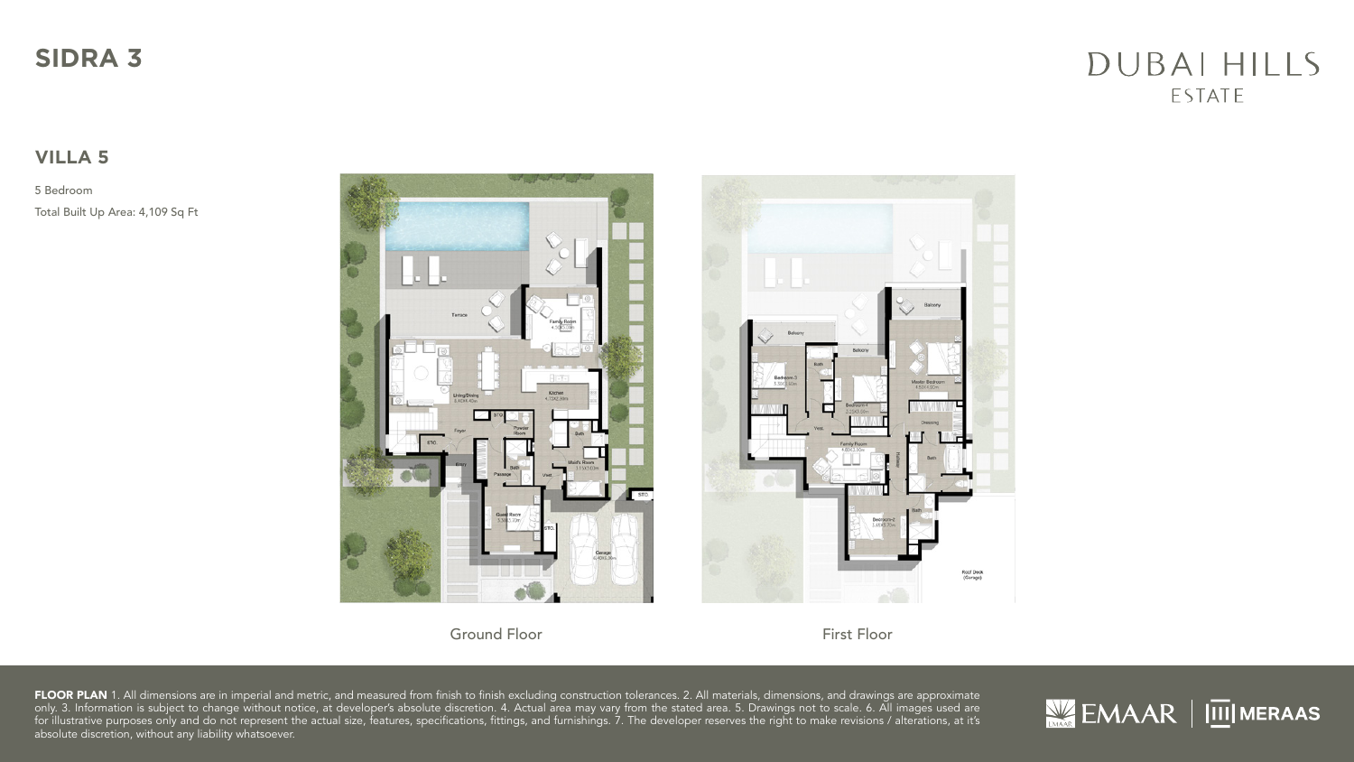# SIDRA 3

DUBAI HILLS ESTATE

## VILLA 5

5 Bedroom

Total Built Up Area: 4,109 Sq Ft

Ground Floor

First Floor

**FLOOR PLAN** 1. All dimensions are in imperial and metric, and measured from finish to finish excluding construction tolerances. 2. All materials, dimensions, and drawings are approximate only. 3. Information is subject to change without notice, at developer's absolute discretion. 4. Actual area may vary from the stated area. 5. Drawings not to scale. 6. All images used are for illustrative purposes only and do not represent the actual size, features, specifications, fittings, and furnishings. 7. The developer reserves the right to make revisions / alterations, at it's absolute discretion, without any liability whatsoever.

EMAAR | MERAAS